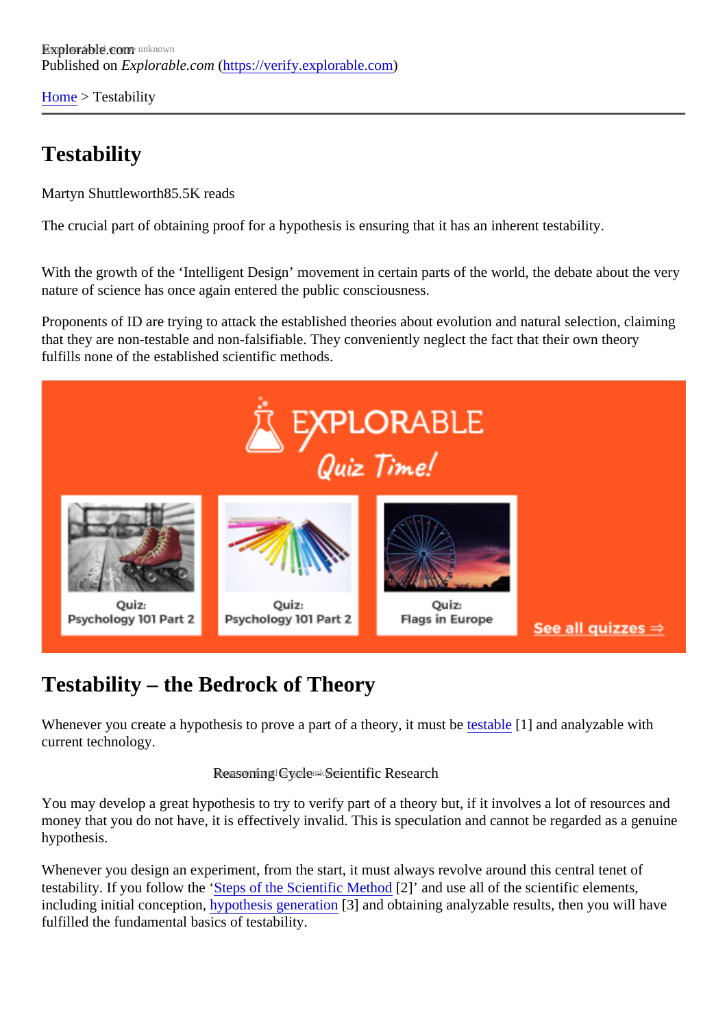Explorable.com
Published on *Explorable.com* (https://verify.explorable.com)

Home > Testability

# Testability

Martyn Shuttleworth85.5K reads

The crucial part of obtaining proof for a hypothesis is ensuring that it has an inherent testability.

With the growth of the 'Intelligent Design' movement in certain parts of the world, the debate about the very nature of science has once again entered the public consciousness.

Proponents of ID are trying to attack the established theories about evolution and natural selection, claiming that they are non-testable and non-falsifiable. They conveniently neglect the fact that their own theory fulfills none of the established scientific methods.

## Testability – the Bedrock of Theory

Whenever you create a hypothesis to prove a part of a theory, it must be testable [1] and analyzable with current technology.

Reasoning Cycle - Scientific Research

You may develop a great hypothesis to try to verify part of a theory but, if it involves a lot of resources and money that you do not have, it is effectively invalid. This is speculation and cannot be regarded as a genuine hypothesis.

Whenever you design an experiment, from the start, it must always revolve around this central tenet of testability. If you follow the 'Steps of the Scientific Method [2]' and use all of the scientific elements, including initial conception, hypothesis generation [3] and obtaining analyzable results, then you will have fulfilled the fundamental basics of testability.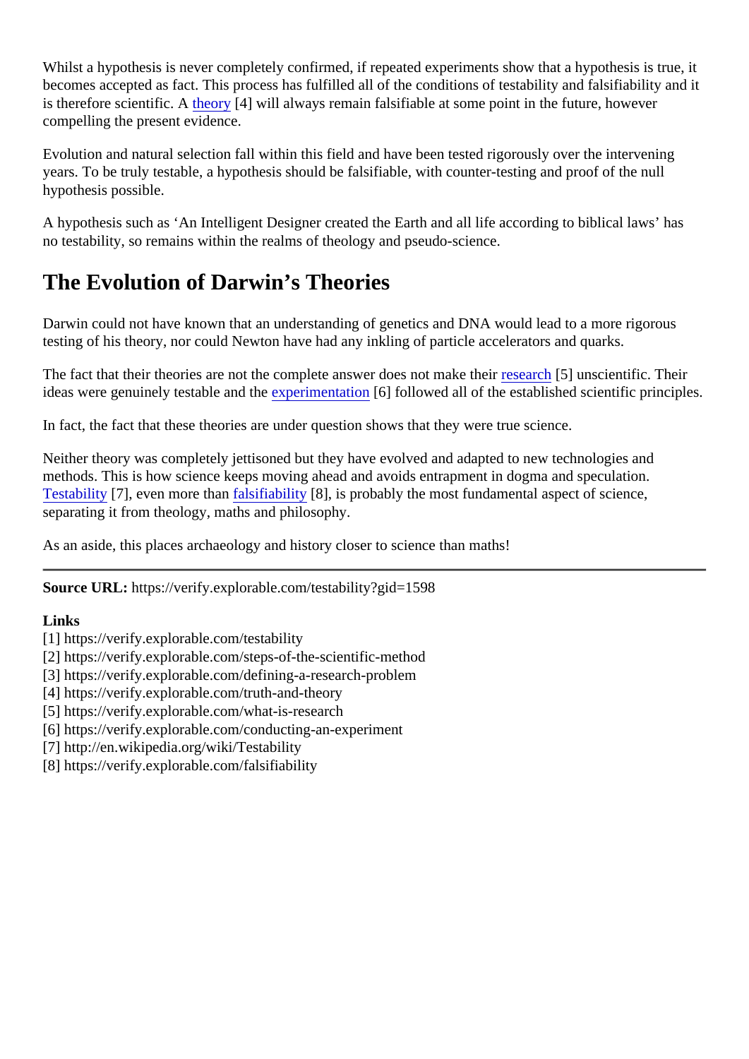Whilst a hypothesis is never completely confirmed, if repeated experiments show that a hypothesis is true, it becomes accepted as fact. This process has fulfilled all of the conditions of testability and falsifiability and it is therefore scientific. A theory [4] will always remain falsifiable at some point in the future, however compelling the present evidence.

Evolution and natural selection fall within this field and have been tested rigorously over the intervening years. To be truly testable, a hypothesis should be falsifiable, with counter-testing and proof of the null hypothesis possible.

A hypothesis such as 'An Intelligent Designer created the Earth and all life according to biblical laws' has no testability, so remains within the realms of theology and pseudo-science.

## The Evolution of Darwin's Theories

Darwin could not have known that an understanding of genetics and DNA would lead to a more rigorous testing of his theory, nor could Newton have had any inkling of particle accelerators and quarks.

The fact that their theories are not the complete answer does not make their research [5] unscientific. Their ideas were genuinely testable and the experimentation [6] followed all of the established scientific principles.

In fact, the fact that these theories are under question shows that they were true science.

Neither theory was completely jettisoned but they have evolved and adapted to new technologies and methods. This is how science keeps moving ahead and avoids entrapment in dogma and speculation. Testability [7], even more than falsifiability [8], is probably the most fundamental aspect of science, separating it from theology, maths and philosophy.

As an aside, this places archaeology and history closer to science than maths!

---

**Source URL:** https://verify.explorable.com/testability?gid=1598

**Links**
[1] https://verify.explorable.com/testability
[2] https://verify.explorable.com/steps-of-the-scientific-method
[3] https://verify.explorable.com/defining-a-research-problem
[4] https://verify.explorable.com/truth-and-theory
[5] https://verify.explorable.com/what-is-research
[6] https://verify.explorable.com/conducting-an-experiment
[7] http://en.wikipedia.org/wiki/Testability
[8] https://verify.explorable.com/falsifiability